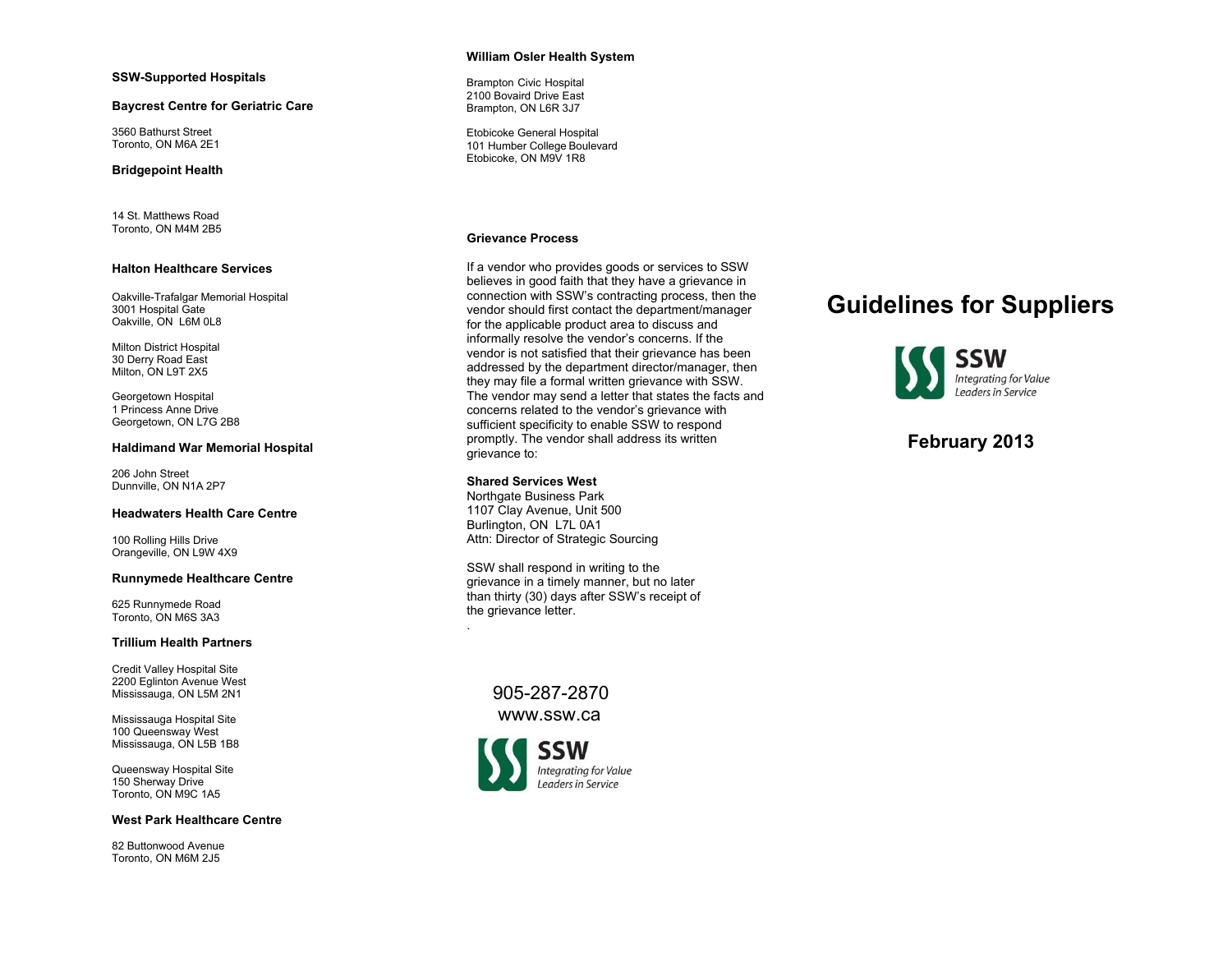**SSW-Supported Hospitals**

**Baycrest Centre for Geriatric Care**

3560 Bathurst Street
Toronto, ON M6A 2E1

**Bridgepoint Health**

14 St. Matthews Road
Toronto, ON M4M 2B5

**Halton Healthcare Services**

Oakville-Trafalgar Memorial Hospital
3001 Hospital Gate
Oakville, ON L6M 0L8

Milton District Hospital
30 Derry Road East
Milton, ON L9T 2X5

Georgetown Hospital
1 Princess Anne Drive
Georgetown, ON L7G 2B8

**Haldimand War Memorial Hospital**

206 John Street
Dunnville, ON N1A 2P7

**Headwaters Health Care Centre**

100 Rolling Hills Drive
Orangeville, ON L9W 4X9

**Runnymede Healthcare Centre**

625 Runnymede Road
Toronto, ON M6S 3A3

**Trillium Health Partners**

Credit Valley Hospital Site
2200 Eglinton Avenue West
Mississauga, ON L5M 2N1

Mississauga Hospital Site
100 Queensway West
Mississauga, ON L5B 1B8

Queensway Hospital Site
150 Sherway Drive
Toronto, ON M9C 1A5

**West Park Healthcare Centre**

82 Buttonwood Avenue
Toronto, ON M6M 2J5

**William Osler Health System**

Brampton Civic Hospital
2100 Bovaird Drive East
Brampton, ON L6R 3J7

Etobicoke General Hospital
101 Humber College Boulevard
Etobicoke, ON M9V 1R8

**Grievance Process**

If a vendor who provides goods or services to SSW believes in good faith that they have a grievance in connection with SSW's contracting process, then the vendor should first contact the department/manager for the applicable product area to discuss and informally resolve the vendor's concerns. If the vendor is not satisfied that their grievance has been addressed by the department director/manager, then they may file a formal written grievance with SSW. The vendor may send a letter that states the facts and concerns related to the vendor's grievance with sufficient specificity to enable SSW to respond promptly. The vendor shall address its written grievance to:

**Shared Services West**
Northgate Business Park
1107 Clay Avenue, Unit 500
Burlington, ON L7L 0A1
Attn: Director of Strategic Sourcing

SSW shall respond in writing to the grievance in a timely manner, but no later than thirty (30) days after SSW's receipt of the grievance letter.

905-287-2870
www.ssw.ca

SSW
*Integrating for Value*
*Leaders in Service*

# Guidelines for Suppliers

SSW
*Integrating for Value*
*Leaders in Service*

**February 2013**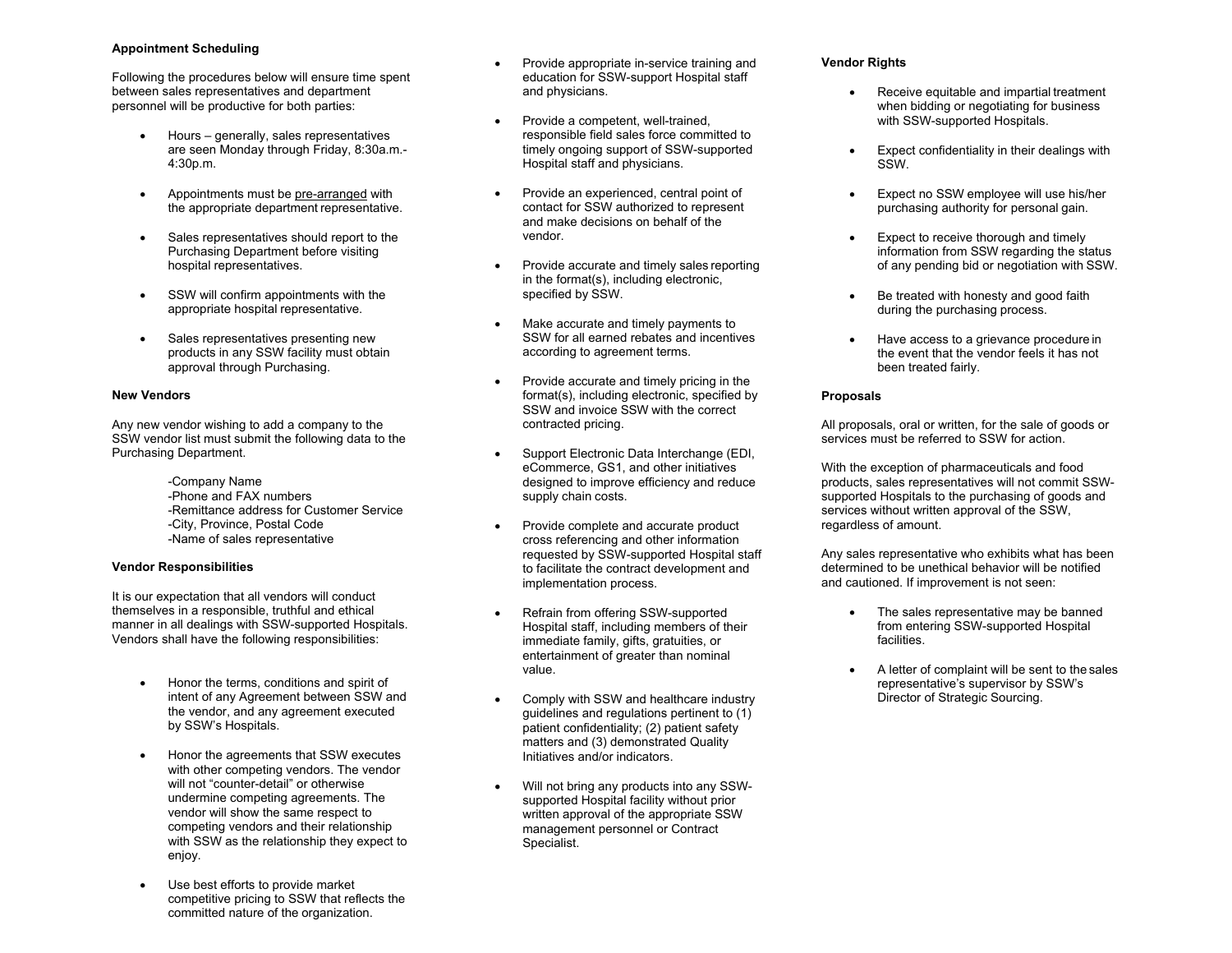**Appointment Scheduling**

Following the procedures below will ensure time spent between sales representatives and department personnel will be productive for both parties:

- Hours – generally, sales representatives are seen Monday through Friday, 8:30a.m.-4:30p.m.
- Appointments must be pre-arranged with the appropriate department representative.
- Sales representatives should report to the Purchasing Department before visiting hospital representatives.
- SSW will confirm appointments with the appropriate hospital representative.
- Sales representatives presenting new products in any SSW facility must obtain approval through Purchasing.

**New Vendors**

Any new vendor wishing to add a company to the SSW vendor list must submit the following data to the Purchasing Department.

-Company Name
-Phone and FAX numbers
-Remittance address for Customer Service
-City, Province, Postal Code
-Name of sales representative

**Vendor Responsibilities**

It is our expectation that all vendors will conduct themselves in a responsible, truthful and ethical manner in all dealings with SSW-supported Hospitals. Vendors shall have the following responsibilities:

- Honor the terms, conditions and spirit of intent of any Agreement between SSW and the vendor, and any agreement executed by SSW's Hospitals.
- Honor the agreements that SSW executes with other competing vendors. The vendor will not "counter-detail" or otherwise undermine competing agreements. The vendor will show the same respect to competing vendors and their relationship with SSW as the relationship they expect to enjoy.
- Use best efforts to provide market competitive pricing to SSW that reflects the committed nature of the organization.
- Provide appropriate in-service training and education for SSW-support Hospital staff and physicians.
- Provide a competent, well-trained, responsible field sales force committed to timely ongoing support of SSW-supported Hospital staff and physicians.
- Provide an experienced, central point of contact for SSW authorized to represent and make decisions on behalf of the vendor.
- Provide accurate and timely sales reporting in the format(s), including electronic, specified by SSW.
- Make accurate and timely payments to SSW for all earned rebates and incentives according to agreement terms.
- Provide accurate and timely pricing in the format(s), including electronic, specified by SSW and invoice SSW with the correct contracted pricing.
- Support Electronic Data Interchange (EDI, eCommerce, GS1, and other initiatives designed to improve efficiency and reduce supply chain costs.
- Provide complete and accurate product cross referencing and other information requested by SSW-supported Hospital staff to facilitate the contract development and implementation process.
- Refrain from offering SSW-supported Hospital staff, including members of their immediate family, gifts, gratuities, or entertainment of greater than nominal value.
- Comply with SSW and healthcare industry guidelines and regulations pertinent to (1) patient confidentiality; (2) patient safety matters and (3) demonstrated Quality Initiatives and/or indicators.
- Will not bring any products into any SSW-supported Hospital facility without prior written approval of the appropriate SSW management personnel or Contract Specialist.

**Vendor Rights**

- Receive equitable and impartial treatment when bidding or negotiating for business with SSW-supported Hospitals.
- Expect confidentiality in their dealings with SSW.
- Expect no SSW employee will use his/her purchasing authority for personal gain.
- Expect to receive thorough and timely information from SSW regarding the status of any pending bid or negotiation with SSW.
- Be treated with honesty and good faith during the purchasing process.
- Have access to a grievance procedure in the event that the vendor feels it has not been treated fairly.

**Proposals**

All proposals, oral or written, for the sale of goods or services must be referred to SSW for action.

With the exception of pharmaceuticals and food products, sales representatives will not commit SSW-supported Hospitals to the purchasing of goods and services without written approval of the SSW, regardless of amount.

Any sales representative who exhibits what has been determined to be unethical behavior will be notified and cautioned. If improvement is not seen:

- The sales representative may be banned from entering SSW-supported Hospital facilities.
- A letter of complaint will be sent to the sales representative's supervisor by SSW's Director of Strategic Sourcing.